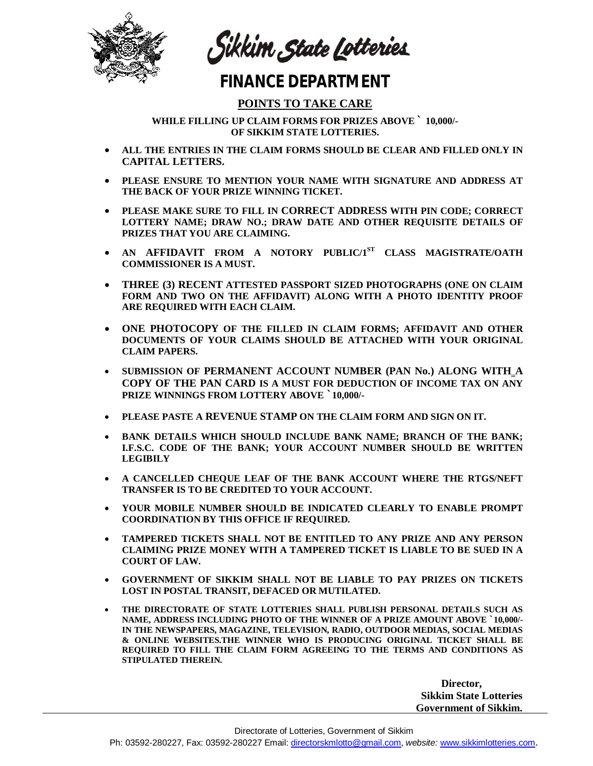# Sikkim State Lotteries

# FINANCE DEPARTMENT

## POINTS TO TAKE CARE

**WHILE FILLING UP CLAIM FORMS FOR PRIZES ABOVE ` 10,000/- OF SIKKIM STATE LOTTERIES.**

- **ALL THE ENTRIES IN THE CLAIM FORMS SHOULD BE CLEAR AND FILLED ONLY IN CAPITAL LETTERS.**
- **PLEASE ENSURE TO MENTION YOUR NAME WITH SIGNATURE AND ADDRESS AT THE BACK OF YOUR PRIZE WINNING TICKET.**
- **PLEASE MAKE SURE TO FILL IN CORRECT ADDRESS WITH PIN CODE; CORRECT LOTTERY NAME; DRAW NO.; DRAW DATE AND OTHER REQUISITE DETAILS OF PRIZES THAT YOU ARE CLAIMING.**
- **AN AFFIDAVIT FROM A NOTORY PUBLIC/1ST CLASS MAGISTRATE/OATH COMMISSIONER IS A MUST.**
- **THREE (3) RECENT ATTESTED PASSPORT SIZED PHOTOGRAPHS (ONE ON CLAIM FORM AND TWO ON THE AFFIDAVIT) ALONG WITH A PHOTO IDENTITY PROOF ARE REQUIRED WITH EACH CLAIM.**
- **ONE PHOTOCOPY OF THE FILLED IN CLAIM FORMS; AFFIDAVIT AND OTHER DOCUMENTS OF YOUR CLAIMS SHOULD BE ATTACHED WITH YOUR ORIGINAL CLAIM PAPERS.**
- **SUBMISSION OF PERMANENT ACCOUNT NUMBER (PAN No.) ALONG WITH A COPY OF THE PAN CARD IS A MUST FOR DEDUCTION OF INCOME TAX ON ANY PRIZE WINNINGS FROM LOTTERY ABOVE ` 10,000/-**
- **PLEASE PASTE A REVENUE STAMP ON THE CLAIM FORM AND SIGN ON IT.**
- **BANK DETAILS WHICH SHOULD INCLUDE BANK NAME; BRANCH OF THE BANK; I.F.S.C. CODE OF THE BANK; YOUR ACCOUNT NUMBER SHOULD BE WRITTEN LEGIBILY**
- **A CANCELLED CHEQUE LEAF OF THE BANK ACCOUNT WHERE THE RTGS/NEFT TRANSFER IS TO BE CREDITED TO YOUR ACCOUNT.**
- **YOUR MOBILE NUMBER SHOULD BE INDICATED CLEARLY TO ENABLE PROMPT COORDINATION BY THIS OFFICE IF REQUIRED.**
- **TAMPERED TICKETS SHALL NOT BE ENTITLED TO ANY PRIZE AND ANY PERSON CLAIMING PRIZE MONEY WITH A TAMPERED TICKET IS LIABLE TO BE SUED IN A COURT OF LAW.**
- **GOVERNMENT OF SIKKIM SHALL NOT BE LIABLE TO PAY PRIZES ON TICKETS LOST IN POSTAL TRANSIT, DEFACED OR MUTILATED.**
- **THE DIRECTORATE OF STATE LOTTERIES SHALL PUBLISH PERSONAL DETAILS SUCH AS NAME, ADDRESS INCLUDING PHOTO OF THE WINNER OF A PRIZE AMOUNT ABOVE ` 10,000/- IN THE NEWSPAPERS, MAGAZINE, TELEVISION, RADIO, OUTDOOR MEDIAS, SOCIAL MEDIAS & ONLINE WEBSITES.THE WINNER WHO IS PRODUCING ORIGINAL TICKET SHALL BE REQUIRED TO FILL THE CLAIM FORM AGREEING TO THE TERMS AND CONDITIONS AS STIPULATED THEREIN.**

**Director,**
**Sikkim State Lotteries**
**Government of Sikkim.**

Directorate of Lotteries, Government of Sikkim
Ph: 03592-280227, Fax: 03592-280227 Email: directorskmlotto@gmail.com, *website:* www.sikkimlotteries.com.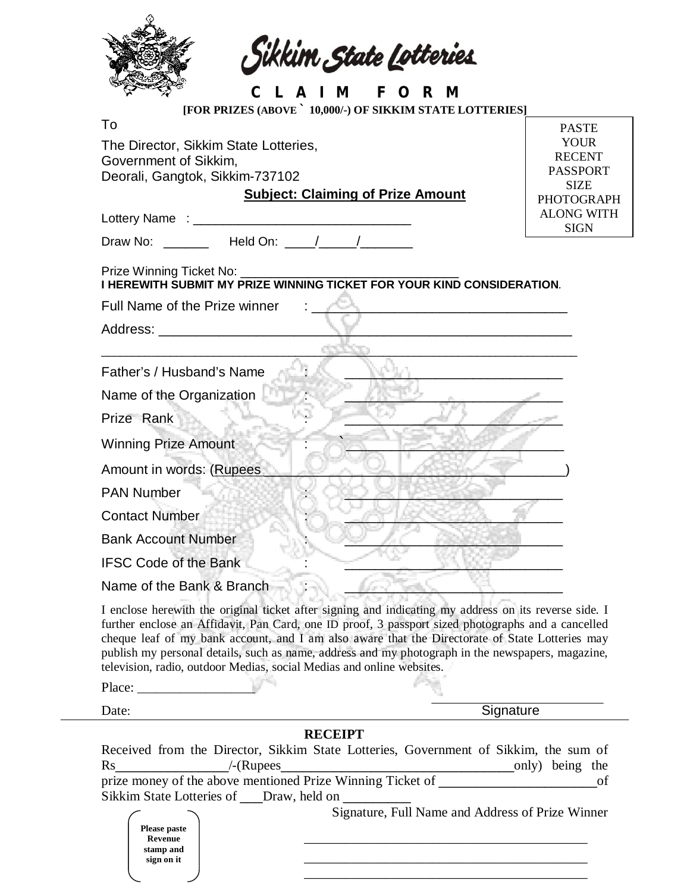# Sikkim State Lotteries

## CLAIM FORM

**[FOR PRIZES (ABOVE ` 10,000/-) OF SIKKIM STATE LOTTERIES]**

PASTE YOUR RECENT PASSPORT SIZE PHOTOGRAPH ALONG WITH SIGN

To

The Director, Sikkim State Lotteries,
Government of Sikkim,
Deorali, Gangtok, Sikkim-737102

**Subject: Claiming of Prize Amount**

Lottery Name : ______________________________

Draw No: ______ Held On: ____/_____/_______

Prize Winning Ticket No: ____________________________

**I HEREWITH SUBMIT MY PRIZE WINNING TICKET FOR YOUR KIND CONSIDERATION.**

Full Name of the Prize winner : ________________________________

Address: ______________________________________________________

_______________________________________________________________

Father's / Husband's Name : ____________________________

Name of the Organization : ____________________________

Prize Rank : ____________________________

Winning Prize Amount : ` ____________________________

Amount in words: (Rupees ________________________________________)

PAN Number : ____________________________

Contact Number : ____________________________

Bank Account Number : ____________________________

IFSC Code of the Bank : ____________________________

Name of the Bank & Branch : ____________________________

I enclose herewith the original ticket after signing and indicating my address on its reverse side. I further enclose an Affidavit, Pan Card, one ID proof, 3 passport sized photographs and a cancelled cheque leaf of my bank account, and I am also aware that the Directorate of State Lotteries may publish my personal details, such as name, address and my photograph in the newspapers, magazine, television, radio, outdoor Medias, social Medias and online websites.

Place: _________________

Date:

_______________________
Signature

---

### RECEIPT

Received from the Director, Sikkim State Lotteries, Government of Sikkim, the sum of Rs________________/-(Rupees_________________________________only) being the prize money of the above mentioned Prize Winning Ticket of ______________________of Sikkim State Lotteries of ___Draw, held on __________

Signature, Full Name and Address of Prize Winner

**Please paste Revenue stamp and sign on it**

_________________________________________

_________________________________________

_________________________________________